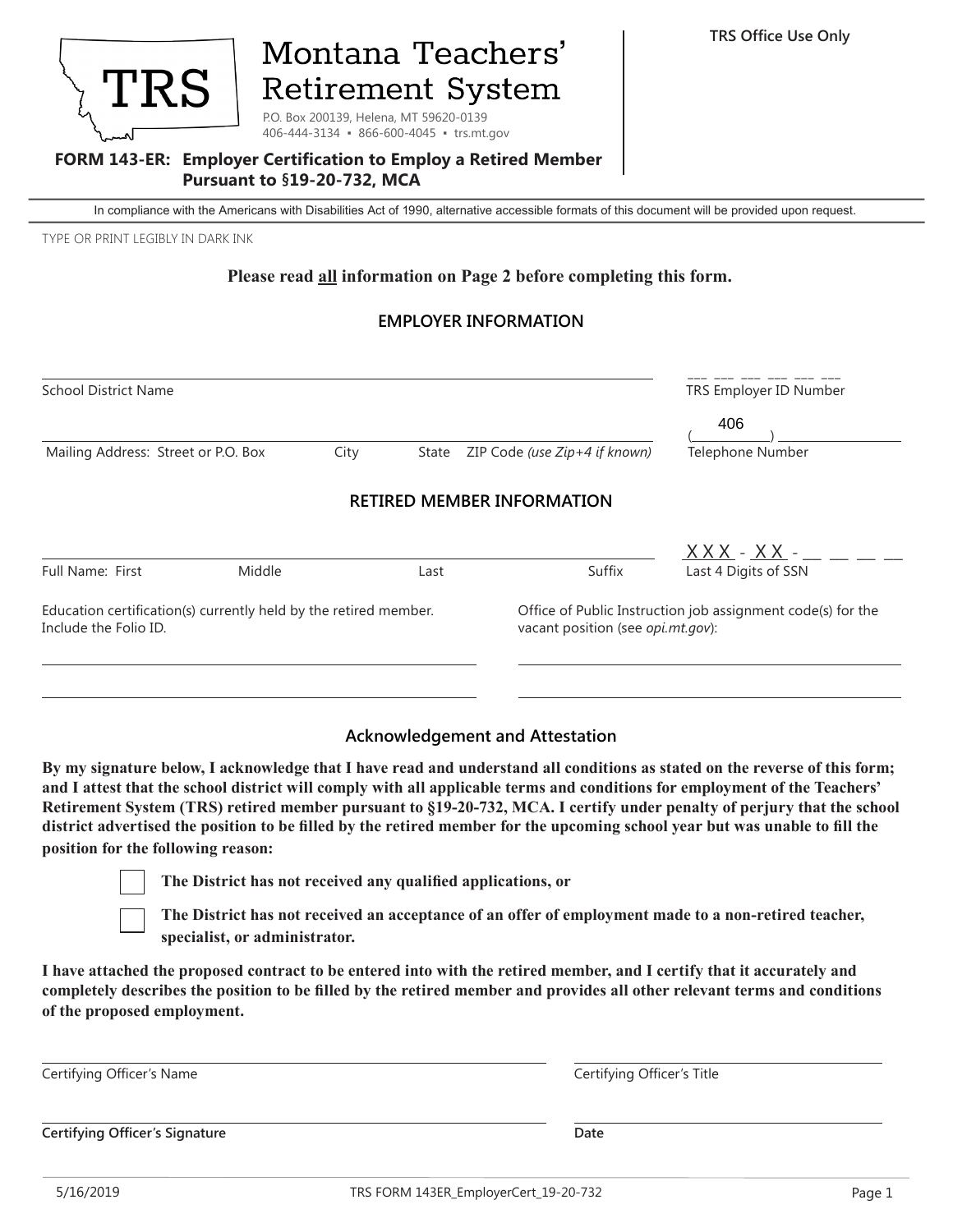# Montana Teachers' Retirement System

TRS

P.O. Box 200139, Helena, MT 59620-0139
406-444-3134 ▪ 866-600-4045 ▪ trs.mt.gov

TRS Office Use Only

## FORM 143-ER: Employer Certification to Employ a Retired Member Pursuant to §19-20-732, MCA

In compliance with the Americans with Disabilities Act of 1990, alternative accessible formats of this document will be provided upon request.

TYPE OR PRINT LEGIBLY IN DARK INK

**Please read all information on Page 2 before completing this form.**

### EMPLOYER INFORMATION

School District Name ______________________________ TRS Employer ID Number ___ ___ ___ ___ ___ ___

Mailing Address: Street or P.O. Box City State ZIP Code *(use Zip+4 if known)* ______________________________ Telephone Number (406) ____________

### RETIRED MEMBER INFORMATION

Full Name: First Middle Last Suffix ______________________________ Last 4 Digits of SSN XXX - XX - __ __ __ __

Education certification(s) currently held by the retired member. Include the Folio ID.

______________________________

______________________________

Office of Public Instruction job assignment code(s) for the vacant position (see *opi.mt.gov*):

______________________________

______________________________

### Acknowledgement and Attestation

**By my signature below, I acknowledge that I have read and understand all conditions as stated on the reverse of this form; and I attest that the school district will comply with all applicable terms and conditions for employment of the Teachers' Retirement System (TRS) retired member pursuant to §19-20-732, MCA. I certify under penalty of perjury that the school district advertised the position to be filled by the retired member for the upcoming school year but was unable to fill the position for the following reason:**

- ☐ **The District has not received any qualified applications, or**
- ☐ **The District has not received an acceptance of an offer of employment made to a non-retired teacher, specialist, or administrator.**

**I have attached the proposed contract to be entered into with the retired member, and I certify that it accurately and completely describes the position to be filled by the retired member and provides all other relevant terms and conditions of the proposed employment.**

Certifying Officer's Name ______________________________ Certifying Officer's Title ______________________________

**Certifying Officer's Signature** ______________________________ **Date** ______________________________

5/16/2019 TRS FORM 143ER_EmployerCert_19-20-732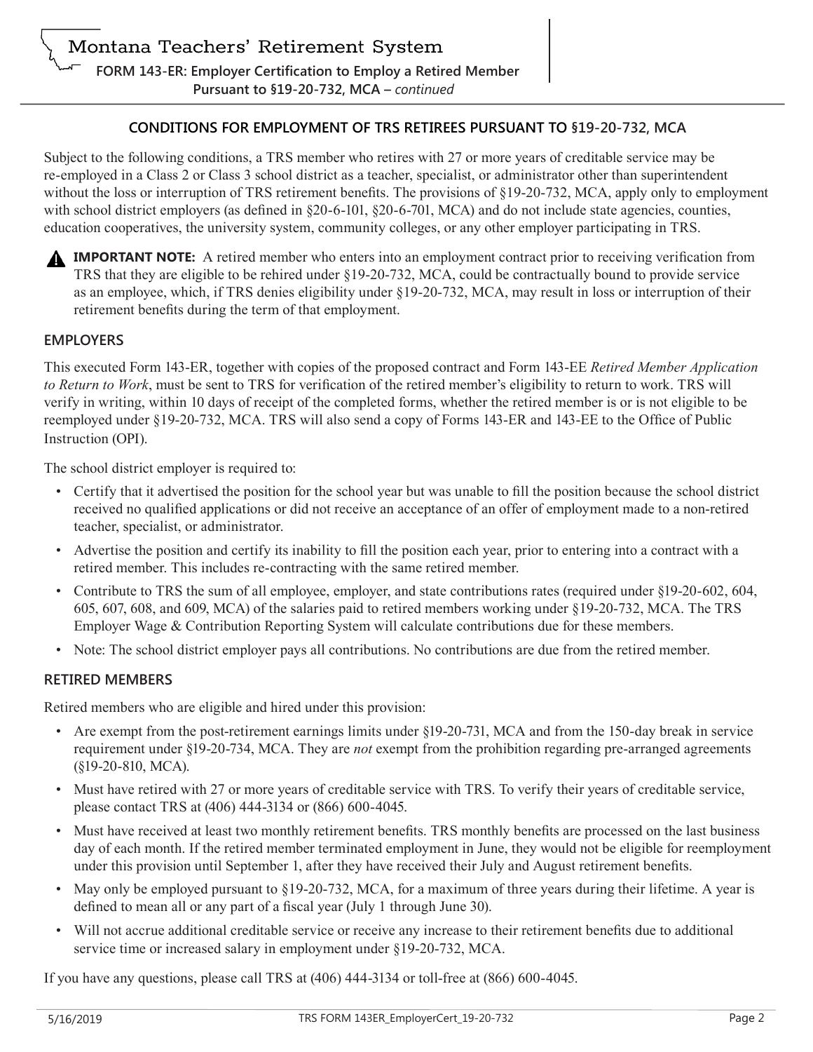## CONDITIONS FOR EMPLOYMENT OF TRS RETIREES PURSUANT TO §19-20-732, MCA

Subject to the following conditions, a TRS member who retires with 27 or more years of creditable service may be re-employed in a Class 2 or Class 3 school district as a teacher, specialist, or administrator other than superintendent without the loss or interruption of TRS retirement benefits. The provisions of §19-20-732, MCA, apply only to employment with school district employers (as defined in §20-6-101, §20-6-701, MCA) and do not include state agencies, counties, education cooperatives, the university system, community colleges, or any other employer participating in TRS.

⚠ **IMPORTANT NOTE:** A retired member who enters into an employment contract prior to receiving verification from TRS that they are eligible to be rehired under §19-20-732, MCA, could be contractually bound to provide service as an employee, which, if TRS denies eligibility under §19-20-732, MCA, may result in loss or interruption of their retirement benefits during the term of that employment.

### EMPLOYERS

This executed Form 143-ER, together with copies of the proposed contract and Form 143-EE *Retired Member Application to Return to Work*, must be sent to TRS for verification of the retired member's eligibility to return to work. TRS will verify in writing, within 10 days of receipt of the completed forms, whether the retired member is or is not eligible to be reemployed under §19-20-732, MCA. TRS will also send a copy of Forms 143-ER and 143-EE to the Office of Public Instruction (OPI).

The school district employer is required to:

- Certify that it advertised the position for the school year but was unable to fill the position because the school district received no qualified applications or did not receive an acceptance of an offer of employment made to a non-retired teacher, specialist, or administrator.
- Advertise the position and certify its inability to fill the position each year, prior to entering into a contract with a retired member. This includes re-contracting with the same retired member.
- Contribute to TRS the sum of all employee, employer, and state contributions rates (required under §19-20-602, 604, 605, 607, 608, and 609, MCA) of the salaries paid to retired members working under §19-20-732, MCA. The TRS Employer Wage & Contribution Reporting System will calculate contributions due for these members.
- Note: The school district employer pays all contributions. No contributions are due from the retired member.

### RETIRED MEMBERS

Retired members who are eligible and hired under this provision:

- Are exempt from the post-retirement earnings limits under §19-20-731, MCA and from the 150-day break in service requirement under §19-20-734, MCA. They are *not* exempt from the prohibition regarding pre-arranged agreements (§19-20-810, MCA).
- Must have retired with 27 or more years of creditable service with TRS. To verify their years of creditable service, please contact TRS at (406) 444-3134 or (866) 600-4045.
- Must have received at least two monthly retirement benefits. TRS monthly benefits are processed on the last business day of each month. If the retired member terminated employment in June, they would not be eligible for reemployment under this provision until September 1, after they have received their July and August retirement benefits.
- May only be employed pursuant to §19-20-732, MCA, for a maximum of three years during their lifetime. A year is defined to mean all or any part of a fiscal year (July 1 through June 30).
- Will not accrue additional creditable service or receive any increase to their retirement benefits due to additional service time or increased salary in employment under §19-20-732, MCA.

If you have any questions, please call TRS at (406) 444-3134 or toll-free at (866) 600-4045.